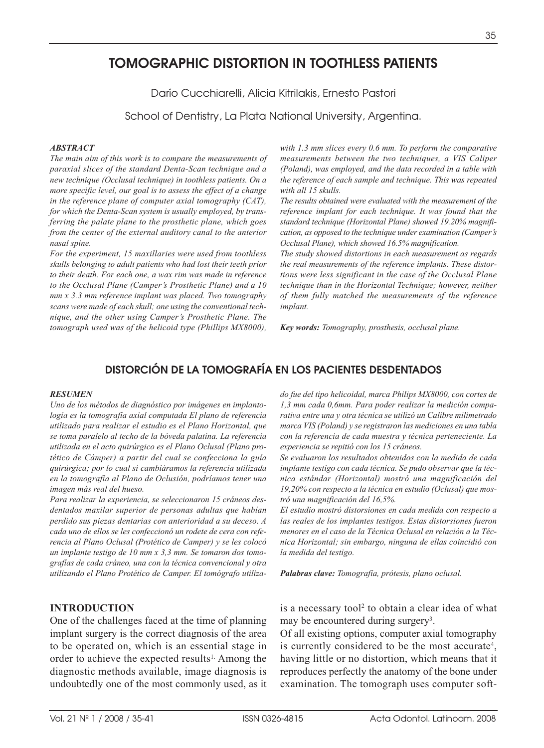# TOMOGRAPHIC DISTORTION IN TOOTHLESS PATIENTS

Darío Cucchiarelli, Alicia Kitrilakis, Ernesto Pastori

School of Dentistry, La Plata National University, Argentina.

### *ABSTRACT*

*The main aim of this work is to compare the measurements of paraxial slices of the standard Denta-Scan technique and a new technique (Occlusal technique) in toothless patients. On a more specific level, our goal is to assess the effect of a change in the reference plane of computer axial tomography (CAT), for which the Denta-Scan system is usually employed, by transferring the palate plane to the prosthetic plane, which goes from the center of the external auditory canal to the anterior nasal spine.*

*For the experiment, 15 maxillaries were used from toothless skulls belonging to adult patients who had lost their teeth prior to their death. For each one, a wax rim was made in reference to the Occlusal Plane (Camper's Prosthetic Plane) and a 10 mm x 3.3 mm reference implant was placed. Two tomography scans were made of each skull; one using the conventional technique, and the other using Camper's Prosthetic Plane. The tomograph used was of the helicoid type (Phillips MX8000), with 1.3 mm slices every 0.6 mm. To perform the comparative measurements between the two techniques, a VIS Caliper (Poland), was employed, and the data recorded in a table with the reference of each sample and technique. This was repeated with all 15 skulls.*

*The results obtained were evaluated with the measurement of the reference implant for each technique. It was found that the standard technique (Horizontal Plane) showed 19.20% magnification, as opposed to the technique under examination (Camper's Occlusal Plane), which showed 16.5% magnification.*

*The study showed distortions in each measurement as regards the real measurements of the reference implants. These distortions were less significant in the case of the Occlusal Plane technique than in the Horizontal Technique; however, neither of them fully matched the measurements of the reference implant.*

***Key words:*** *Tomography, prosthesis, occlusal plane.*

## DISTORCIÓN DE LA TOMOGRAFÍA EN LOS PACIENTES DESDENTADOS

### *RESUMEN*

*Uno de los métodos de diagnóstico por imágenes en implantología es la tomografía axial computada El plano de referencia utilizado para realizar el estudio es el Plano Horizontal, que se toma paralelo al techo de la bóveda palatina. La referencia utilizada en el acto quirúrgico es el Plano Oclusal (Plano protético de Cámper) a partir del cual se confecciona la guía quirúrgica; por lo cual si cambiáramos la referencia utilizada en la tomografía al Plano de Oclusión, podríamos tener una imagen más real del hueso.*

*Para realizar la experiencia, se seleccionaron 15 cráneos desdentados maxilar superior de personas adultas que habían perdido sus piezas dentarias con anterioridad a su deceso. A cada uno de ellos se les confeccionó un rodete de cera con referencia al Plano Oclusal (Protético de Camper) y se les colocó un implante testigo de 10 mm x 3,3 mm. Se tomaron dos tomografías de cada cráneo, una con la técnica convencional y otra utilizando el Plano Protético de Camper. El tomógrafo utilizado fue del tipo helicoidal, marca Philips MX8000, con cortes de 1,3 mm cada 0,6mm. Para poder realizar la medición comparativa entre una y otra técnica se utilizó un Calibre milimetrado marca VIS (Poland) y se registraron las mediciones en una tabla con la referencia de cada muestra y técnica perteneciente. La experiencia se repitió con los 15 cráneos.*

*Se evaluaron los resultados obtenidos con la medida de cada implante testigo con cada técnica. Se pudo observar que la técnica estándar (Horizontal) mostró una magnificación del 19,20% con respecto a la técnica en estudio (Oclusal) que mostró una magnificación del 16,5%.*

*El estudio mostró distorsiones en cada medida con respecto a las reales de los implantes testigos. Estas distorsiones fueron menores en el caso de la Técnica Oclusal en relación a la Técnica Horizontal; sin embargo, ninguna de ellas coincidió con la medida del testigo.*

***Palabras clave:*** *Tomografía, prótesis, plano oclusal.*

## INTRODUCTION

One of the challenges faced at the time of planning implant surgery is the correct diagnosis of the area to be operated on, which is an essential stage in order to achieve the expected results[1]. Among the diagnostic methods available, image diagnosis is undoubtedly one of the most commonly used, as it is a necessary tool[2] to obtain a clear idea of what may be encountered during surgery[3].

Of all existing options, computer axial tomography is currently considered to be the most accurate[4], having little or no distortion, which means that it reproduces perfectly the anatomy of the bone under examination. The tomograph uses computer soft-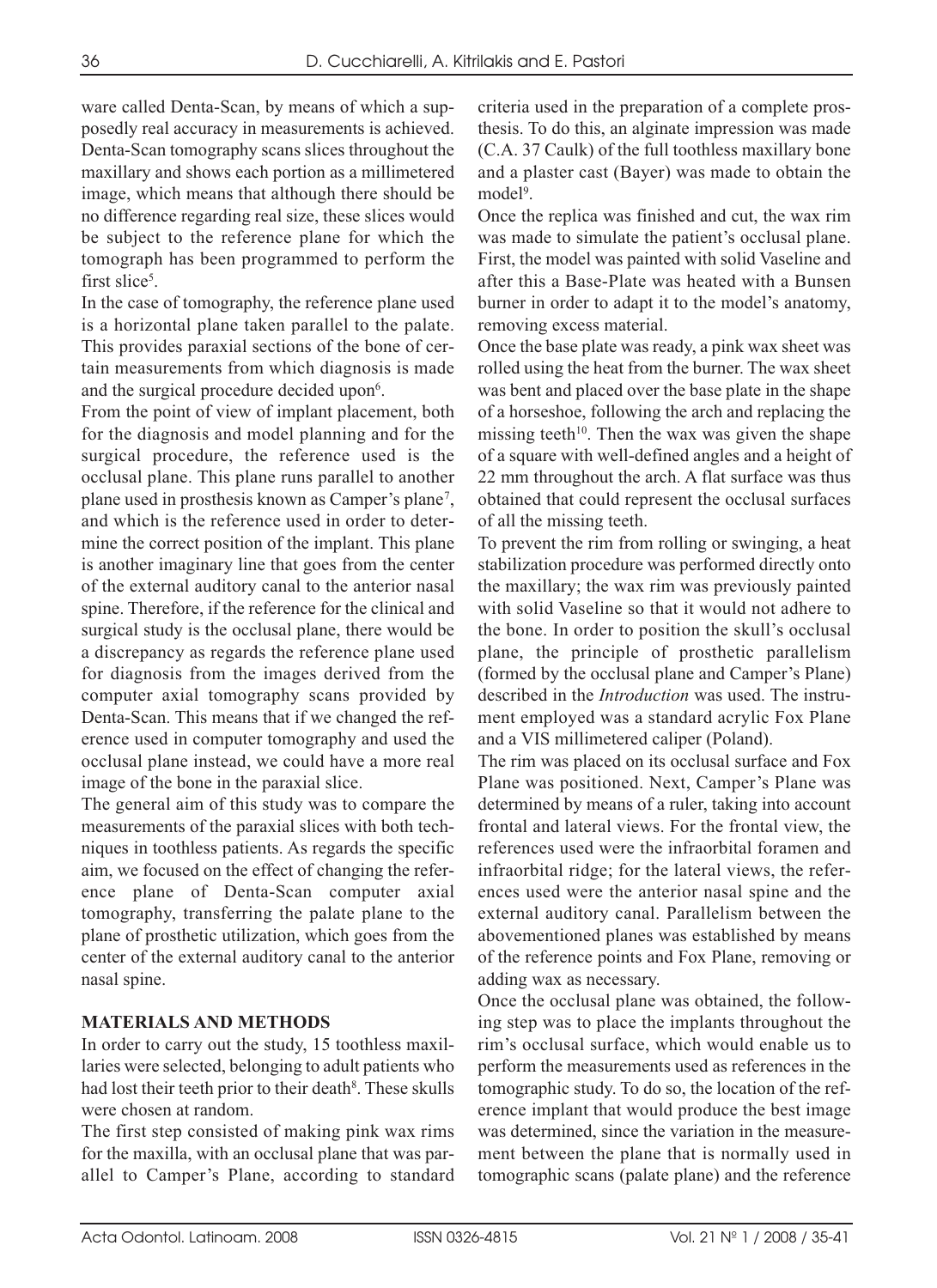ware called Denta-Scan, by means of which a supposedly real accuracy in measurements is achieved. Denta-Scan tomography scans slices throughout the maxillary and shows each portion as a millimetered image, which means that although there should be no difference regarding real size, these slices would be subject to the reference plane for which the tomograph has been programmed to perform the first slice[5].

In the case of tomography, the reference plane used is a horizontal plane taken parallel to the palate. This provides paraxial sections of the bone of certain measurements from which diagnosis is made and the surgical procedure decided upon[6].

From the point of view of implant placement, both for the diagnosis and model planning and for the surgical procedure, the reference used is the occlusal plane. This plane runs parallel to another plane used in prosthesis known as Camper's plane[7], and which is the reference used in order to determine the correct position of the implant. This plane is another imaginary line that goes from the center of the external auditory canal to the anterior nasal spine. Therefore, if the reference for the clinical and surgical study is the occlusal plane, there would be a discrepancy as regards the reference plane used for diagnosis from the images derived from the computer axial tomography scans provided by Denta-Scan. This means that if we changed the reference used in computer tomography and used the occlusal plane instead, we could have a more real image of the bone in the paraxial slice.

The general aim of this study was to compare the measurements of the paraxial slices with both techniques in toothless patients. As regards the specific aim, we focused on the effect of changing the reference plane of Denta-Scan computer axial tomography, transferring the palate plane to the plane of prosthetic utilization, which goes from the center of the external auditory canal to the anterior nasal spine.

## MATERIALS AND METHODS

In order to carry out the study, 15 toothless maxillaries were selected, belonging to adult patients who had lost their teeth prior to their death[8]. These skulls were chosen at random.

The first step consisted of making pink wax rims for the maxilla, with an occlusal plane that was parallel to Camper's Plane, according to standard criteria used in the preparation of a complete prosthesis. To do this, an alginate impression was made (C.A. 37 Caulk) of the full toothless maxillary bone and a plaster cast (Bayer) was made to obtain the model[9].

Once the replica was finished and cut, the wax rim was made to simulate the patient's occlusal plane. First, the model was painted with solid Vaseline and after this a Base-Plate was heated with a Bunsen burner in order to adapt it to the model's anatomy, removing excess material.

Once the base plate was ready, a pink wax sheet was rolled using the heat from the burner. The wax sheet was bent and placed over the base plate in the shape of a horseshoe, following the arch and replacing the missing teeth[10]. Then the wax was given the shape of a square with well-defined angles and a height of 22 mm throughout the arch. A flat surface was thus obtained that could represent the occlusal surfaces of all the missing teeth.

To prevent the rim from rolling or swinging, a heat stabilization procedure was performed directly onto the maxillary; the wax rim was previously painted with solid Vaseline so that it would not adhere to the bone. In order to position the skull's occlusal plane, the principle of prosthetic parallelism (formed by the occlusal plane and Camper's Plane) described in the *Introduction* was used. The instrument employed was a standard acrylic Fox Plane and a VIS millimetered caliper (Poland).

The rim was placed on its occlusal surface and Fox Plane was positioned. Next, Camper's Plane was determined by means of a ruler, taking into account frontal and lateral views. For the frontal view, the references used were the infraorbital foramen and infraorbital ridge; for the lateral views, the references used were the anterior nasal spine and the external auditory canal. Parallelism between the abovementioned planes was established by means of the reference points and Fox Plane, removing or adding wax as necessary.

Once the occlusal plane was obtained, the following step was to place the implants throughout the rim's occlusal surface, which would enable us to perform the measurements used as references in the tomographic study. To do so, the location of the reference implant that would produce the best image was determined, since the variation in the measurement between the plane that is normally used in tomographic scans (palate plane) and the reference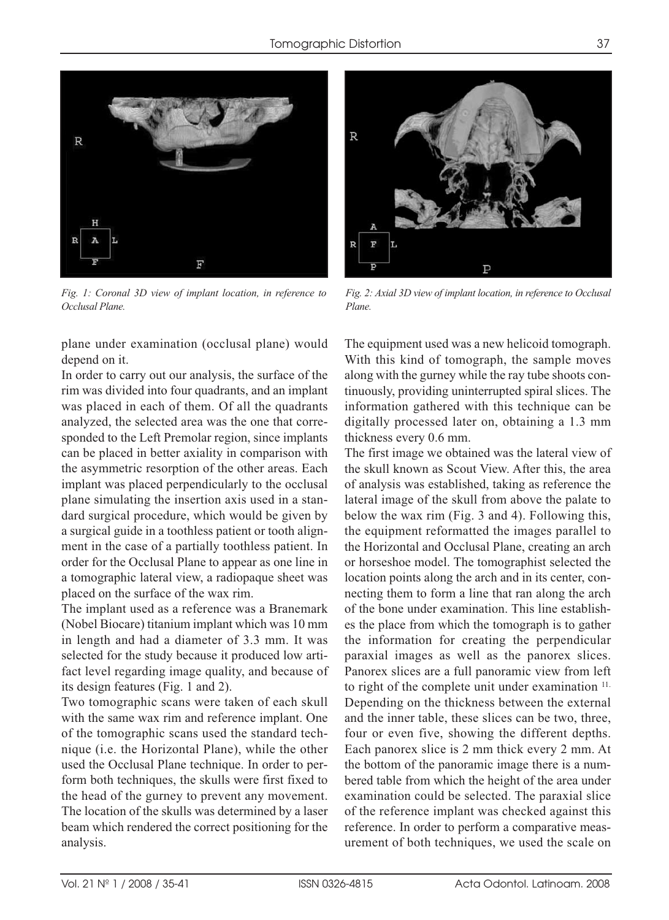*Fig. 1: Coronal 3D view of implant location, in reference to Occlusal Plane.*

*Fig. 2: Axial 3D view of implant location, in reference to Occlusal Plane.*

plane under examination (occlusal plane) would depend on it.

In order to carry out our analysis, the surface of the rim was divided into four quadrants, and an implant was placed in each of them. Of all the quadrants analyzed, the selected area was the one that corresponded to the Left Premolar region, since implants can be placed in better axiality in comparison with the asymmetric resorption of the other areas. Each implant was placed perpendicularly to the occlusal plane simulating the insertion axis used in a standard surgical procedure, which would be given by a surgical guide in a toothless patient or tooth alignment in the case of a partially toothless patient. In order for the Occlusal Plane to appear as one line in a tomographic lateral view, a radiopaque sheet was placed on the surface of the wax rim.

The implant used as a reference was a Branemark (Nobel Biocare) titanium implant which was 10 mm in length and had a diameter of 3.3 mm. It was selected for the study because it produced low artifact level regarding image quality, and because of its design features (Fig. 1 and 2).

Two tomographic scans were taken of each skull with the same wax rim and reference implant. One of the tomographic scans used the standard technique (i.e. the Horizontal Plane), while the other used the Occlusal Plane technique. In order to perform both techniques, the skulls were first fixed to the head of the gurney to prevent any movement. The location of the skulls was determined by a laser beam which rendered the correct positioning for the analysis.

The equipment used was a new helicoid tomograph. With this kind of tomograph, the sample moves along with the gurney while the ray tube shoots continuously, providing uninterrupted spiral slices. The information gathered with this technique can be digitally processed later on, obtaining a 1.3 mm thickness every 0.6 mm.

The first image we obtained was the lateral view of the skull known as Scout View. After this, the area of analysis was established, taking as reference the lateral image of the skull from above the palate to below the wax rim (Fig. 3 and 4). Following this, the equipment reformatted the images parallel to the Horizontal and Occlusal Plane, creating an arch or horseshoe model. The tomographist selected the location points along the arch and in its center, connecting them to form a line that ran along the arch of the bone under examination. This line establishes the place from which the tomograph is to gather the information for creating the perpendicular paraxial images as well as the panorex slices. Panorex slices are a full panoramic view from left to right of the complete unit under examination [11]. Depending on the thickness between the external and the inner table, these slices can be two, three, four or even five, showing the different depths. Each panorex slice is 2 mm thick every 2 mm. At the bottom of the panoramic image there is a numbered table from which the height of the area under examination could be selected. The paraxial slice of the reference implant was checked against this reference. In order to perform a comparative measurement of both techniques, we used the scale on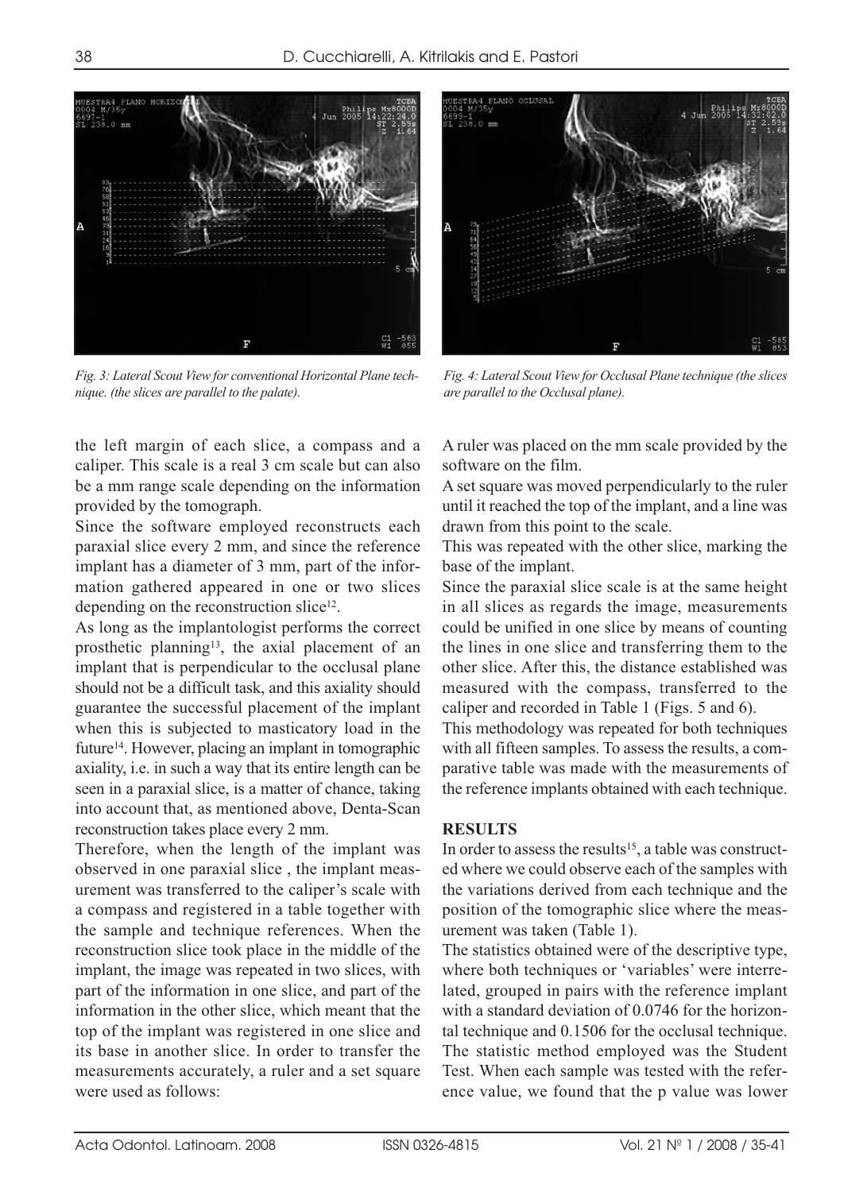*Fig. 3: Lateral Scout View for conventional Horizontal Plane technique. (the slices are parallel to the palate).*

*Fig. 4: Lateral Scout View for Occlusal Plane technique (the slices are parallel to the Occlusal plane).*

the left margin of each slice, a compass and a caliper. This scale is a real 3 cm scale but can also be a mm range scale depending on the information provided by the tomograph.

Since the software employed reconstructs each paraxial slice every 2 mm, and since the reference implant has a diameter of 3 mm, part of the information gathered appeared in one or two slices depending on the reconstruction slice[12].

As long as the implantologist performs the correct prosthetic planning[13], the axial placement of an implant that is perpendicular to the occlusal plane should not be a difficult task, and this axiality should guarantee the successful placement of the implant when this is subjected to masticatory load in the future[14]. However, placing an implant in tomographic axiality, i.e. in such a way that its entire length can be seen in a paraxial slice, is a matter of chance, taking into account that, as mentioned above, Denta-Scan reconstruction takes place every 2 mm.

Therefore, when the length of the implant was observed in one paraxial slice , the implant measurement was transferred to the caliper's scale with a compass and registered in a table together with the sample and technique references. When the reconstruction slice took place in the middle of the implant, the image was repeated in two slices, with part of the information in one slice, and part of the information in the other slice, which meant that the top of the implant was registered in one slice and its base in another slice. In order to transfer the measurements accurately, a ruler and a set square were used as follows:

A ruler was placed on the mm scale provided by the software on the film.

A set square was moved perpendicularly to the ruler until it reached the top of the implant, and a line was drawn from this point to the scale.

This was repeated with the other slice, marking the base of the implant.

Since the paraxial slice scale is at the same height in all slices as regards the image, measurements could be unified in one slice by means of counting the lines in one slice and transferring them to the other slice. After this, the distance established was measured with the compass, transferred to the caliper and recorded in Table 1 (Figs. 5 and 6).

This methodology was repeated for both techniques with all fifteen samples. To assess the results, a comparative table was made with the measurements of the reference implants obtained with each technique.

## RESULTS

In order to assess the results[15], a table was constructed where we could observe each of the samples with the variations derived from each technique and the position of the tomographic slice where the measurement was taken (Table 1).

The statistics obtained were of the descriptive type, where both techniques or 'variables' were interrelated, grouped in pairs with the reference implant with a standard deviation of 0.0746 for the horizontal technique and 0.1506 for the occlusal technique. The statistic method employed was the Student Test. When each sample was tested with the reference value, we found that the p value was lower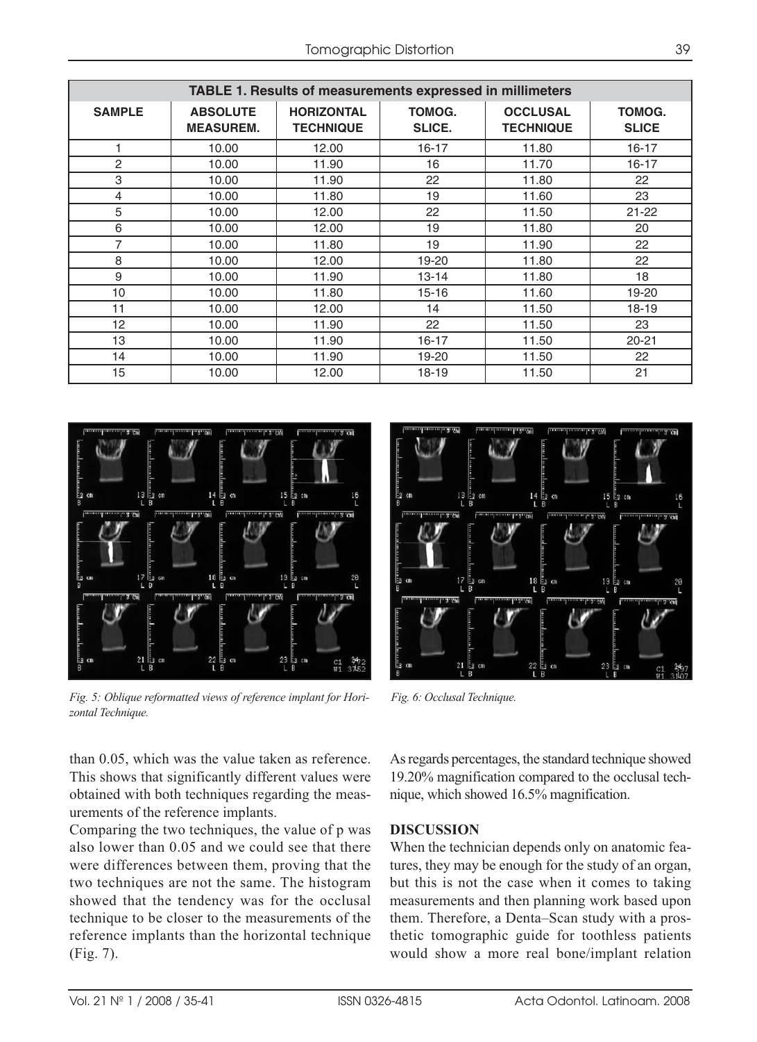| TABLE 1. Results of measurements expressed in millimeters | | | | | |
|---|---|---|---|---|---|
| **SAMPLE** | **ABSOLUTE MEASUREM.** | **HORIZONTAL TECHNIQUE** | **TOMOG. SLICE.** | **OCCLUSAL TECHNIQUE** | **TOMOG. SLICE** |
| 1 | 10.00 | 12.00 | 16-17 | 11.80 | 16-17 |
| 2 | 10.00 | 11.90 | 16 | 11.70 | 16-17 |
| 3 | 10.00 | 11.90 | 22 | 11.80 | 22 |
| 4 | 10.00 | 11.80 | 19 | 11.60 | 23 |
| 5 | 10.00 | 12.00 | 22 | 11.50 | 21-22 |
| 6 | 10.00 | 12.00 | 19 | 11.80 | 20 |
| 7 | 10.00 | 11.80 | 19 | 11.90 | 22 |
| 8 | 10.00 | 12.00 | 19-20 | 11.80 | 22 |
| 9 | 10.00 | 11.90 | 13-14 | 11.80 | 18 |
| 10 | 10.00 | 11.80 | 15-16 | 11.60 | 19-20 |
| 11 | 10.00 | 12.00 | 14 | 11.50 | 18-19 |
| 12 | 10.00 | 11.90 | 22 | 11.50 | 23 |
| 13 | 10.00 | 11.90 | 16-17 | 11.50 | 20-21 |
| 14 | 10.00 | 11.90 | 19-20 | 11.50 | 22 |
| 15 | 10.00 | 12.00 | 18-19 | 11.50 | 21 |

*Fig. 5: Oblique reformatted views of reference implant for Horizontal Technique.*

*Fig. 6: Occlusal Technique.*

than 0.05, which was the value taken as reference. This shows that significantly different values were obtained with both techniques regarding the measurements of the reference implants.

Comparing the two techniques, the value of p was also lower than 0.05 and we could see that there were differences between them, proving that the two techniques are not the same. The histogram showed that the tendency was for the occlusal technique to be closer to the measurements of the reference implants than the horizontal technique (Fig. 7).

As regards percentages, the standard technique showed 19.20% magnification compared to the occlusal technique, which showed 16.5% magnification.

## DISCUSSION

When the technician depends only on anatomic features, they may be enough for the study of an organ, but this is not the case when it comes to taking measurements and then planning work based upon them. Therefore, a Denta–Scan study with a prosthetic tomographic guide for toothless patients would show a more real bone/implant relation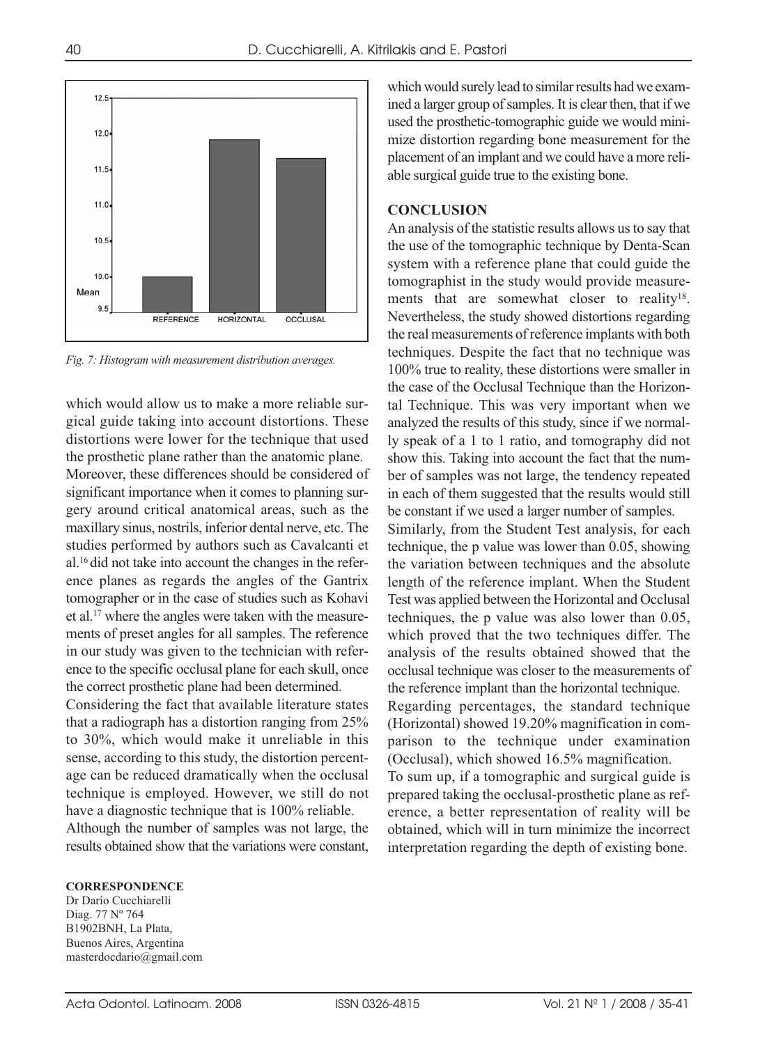Fig. 7: Histogram with measurement distribution averages.

which would allow us to make a more reliable surgical guide taking into account distortions. These distortions were lower for the technique that used the prosthetic plane rather than the anatomic plane. Moreover, these differences should be considered of significant importance when it comes to planning surgery around critical anatomical areas, such as the maxillary sinus, nostrils, inferior dental nerve, etc. The studies performed by authors such as Cavalcanti et al.[16] did not take into account the changes in the reference planes as regards the angles of the Gantrix tomographer or in the case of studies such as Kohavi et al.[17] where the angles were taken with the measurements of preset angles for all samples. The reference in our study was given to the technician with reference to the specific occlusal plane for each skull, once the correct prosthetic plane had been determined.

Considering the fact that available literature states that a radiograph has a distortion ranging from 25% to 30%, which would make it unreliable in this sense, according to this study, the distortion percentage can be reduced dramatically when the occlusal technique is employed. However, we still do not have a diagnostic technique that is 100% reliable.

Although the number of samples was not large, the results obtained show that the variations were constant, which would surely lead to similar results had we examined a larger group of samples. It is clear then, that if we used the prosthetic-tomographic guide we would minimize distortion regarding bone measurement for the placement of an implant and we could have a more reliable surgical guide true to the existing bone.

## CONCLUSION

An analysis of the statistic results allows us to say that the use of the tomographic technique by Denta-Scan system with a reference plane that could guide the tomographist in the study would provide measurements that are somewhat closer to reality[18]. Nevertheless, the study showed distortions regarding the real measurements of reference implants with both techniques. Despite the fact that no technique was 100% true to reality, these distortions were smaller in the case of the Occlusal Technique than the Horizontal Technique. This was very important when we analyzed the results of this study, since if we normally speak of a 1 to 1 ratio, and tomography did not show this. Taking into account the fact that the number of samples was not large, the tendency repeated in each of them suggested that the results would still be constant if we used a larger number of samples.

Similarly, from the Student Test analysis, for each technique, the p value was lower than 0.05, showing the variation between techniques and the absolute length of the reference implant. When the Student Test was applied between the Horizontal and Occlusal techniques, the p value was also lower than 0.05, which proved that the two techniques differ. The analysis of the results obtained showed that the occlusal technique was closer to the measurements of the reference implant than the horizontal technique.

Regarding percentages, the standard technique (Horizontal) showed 19.20% magnification in comparison to the technique under examination (Occlusal), which showed 16.5% magnification.

To sum up, if a tomographic and surgical guide is prepared taking the occlusal-prosthetic plane as reference, a better representation of reality will be obtained, which will in turn minimize the incorrect interpretation regarding the depth of existing bone.

**CORRESPONDENCE**

Dr Darío Cucchiarelli
Diag. 77 Nº 764
B1902BNH, La Plata,
Buenos Aires, Argentina
masterdocdario@gmail.com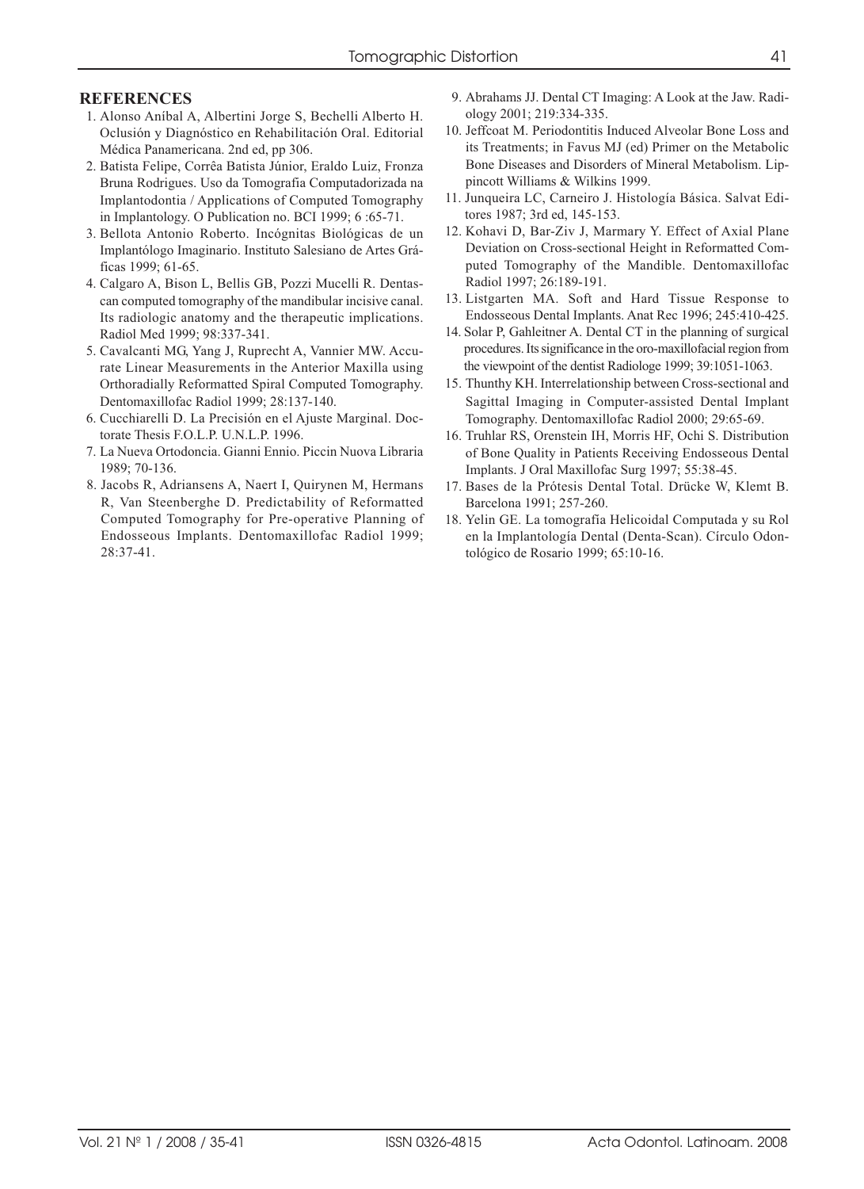## REFERENCES

1. Alonso Aníbal A, Albertini Jorge S, Bechelli Alberto H. Oclusión y Diagnóstico en Rehabilitación Oral. Editorial Médica Panamericana. 2nd ed, pp 306.
2. Batista Felipe, Corrêa Batista Júnior, Eraldo Luiz, Fronza Bruna Rodrigues. Uso da Tomografia Computadorizada na Implantodontia / Applications of Computed Tomography in Implantology. O Publication no. BCI 1999; 6 :65-71.
3. Bellota Antonio Roberto. Incógnitas Biológicas de un Implantólogo Imaginario. Instituto Salesiano de Artes Gráficas 1999; 61-65.
4. Calgaro A, Bison L, Bellis GB, Pozzi Mucelli R. Dentascan computed tomography of the mandibular incisive canal. Its radiologic anatomy and the therapeutic implications. Radiol Med 1999; 98:337-341.
5. Cavalcanti MG, Yang J, Ruprecht A, Vannier MW. Accurate Linear Measurements in the Anterior Maxilla using Orthoradially Reformatted Spiral Computed Tomography. Dentomaxillofac Radiol 1999; 28:137-140.
6. Cucchiarelli D. La Precisión en el Ajuste Marginal. Doctorate Thesis F.O.L.P. U.N.L.P. 1996.
7. La Nueva Ortodoncia. Gianni Ennio. Piccin Nuova Libraria 1989; 70-136.
8. Jacobs R, Adriansens A, Naert I, Quirynen M, Hermans R, Van Steenberghe D. Predictability of Reformatted Computed Tomography for Pre-operative Planning of Endosseous Implants. Dentomaxillofac Radiol 1999; 28:37-41.
9. Abrahams JJ. Dental CT Imaging: A Look at the Jaw. Radiology 2001; 219:334-335.
10. Jeffcoat M. Periodontitis Induced Alveolar Bone Loss and its Treatments; in Favus MJ (ed) Primer on the Metabolic Bone Diseases and Disorders of Mineral Metabolism. Lippincott Williams & Wilkins 1999.
11. Junqueira LC, Carneiro J. Histología Básica. Salvat Editores 1987; 3rd ed, 145-153.
12. Kohavi D, Bar-Ziv J, Marmary Y. Effect of Axial Plane Deviation on Cross-sectional Height in Reformatted Computed Tomography of the Mandible. Dentomaxillofac Radiol 1997; 26:189-191.
13. Listgarten MA. Soft and Hard Tissue Response to Endosseous Dental Implants. Anat Rec 1996; 245:410-425.
14. Solar P, Gahleitner A. Dental CT in the planning of surgical procedures. Its significance in the oro-maxillofacial region from the viewpoint of the dentist Radiologe 1999; 39:1051-1063.
15. Thunthy KH. Interrelationship between Cross-sectional and Sagittal Imaging in Computer-assisted Dental Implant Tomography. Dentomaxillofac Radiol 2000; 29:65-69.
16. Truhlar RS, Orenstein IH, Morris HF, Ochi S. Distribution of Bone Quality in Patients Receiving Endosseous Dental Implants. J Oral Maxillofac Surg 1997; 55:38-45.
17. Bases de la Prótesis Dental Total. Drücke W, Klemt B. Barcelona 1991; 257-260.
18. Yelin GE. La tomografía Helicoidal Computada y su Rol en la Implantología Dental (Denta-Scan). Círculo Odontológico de Rosario 1999; 65:10-16.